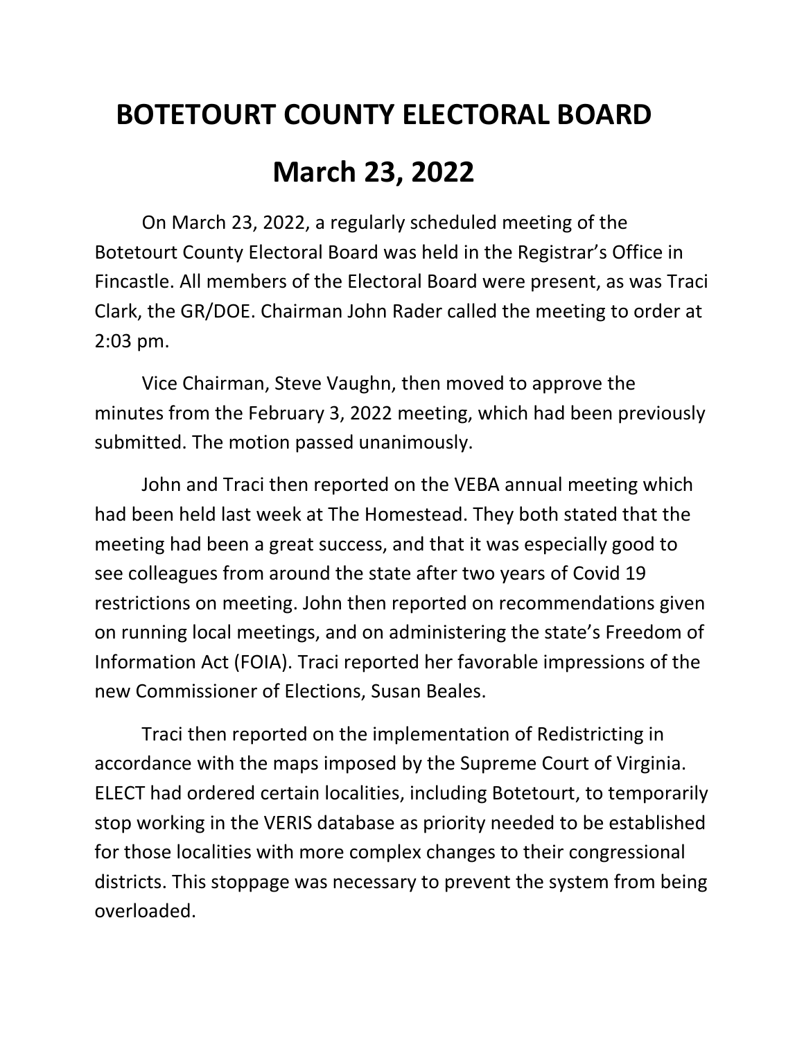# BOTETOURT COUNTY ELECTORAL BOARD

# March 23, 2022

On March 23, 2022, a regularly scheduled meeting of the Botetourt County Electoral Board was held in the Registrar's Office in Fincastle. All members of the Electoral Board were present, as was Traci Clark, the GR/DOE. Chairman John Rader called the meeting to order at 2:03 pm.

Vice Chairman, Steve Vaughn, then moved to approve the minutes from the February 3, 2022 meeting, which had been previously submitted. The motion passed unanimously.

John and Traci then reported on the VEBA annual meeting which had been held last week at The Homestead. They both stated that the meeting had been a great success, and that it was especially good to see colleagues from around the state after two years of Covid 19 restrictions on meeting. John then reported on recommendations given on running local meetings, and on administering the state's Freedom of Information Act (FOIA). Traci reported her favorable impressions of the new Commissioner of Elections, Susan Beales.

Traci then reported on the implementation of Redistricting in accordance with the maps imposed by the Supreme Court of Virginia. ELECT had ordered certain localities, including Botetourt, to temporarily stop working in the VERIS database as priority needed to be established for those localities with more complex changes to their congressional districts. This stoppage was necessary to prevent the system from being overloaded.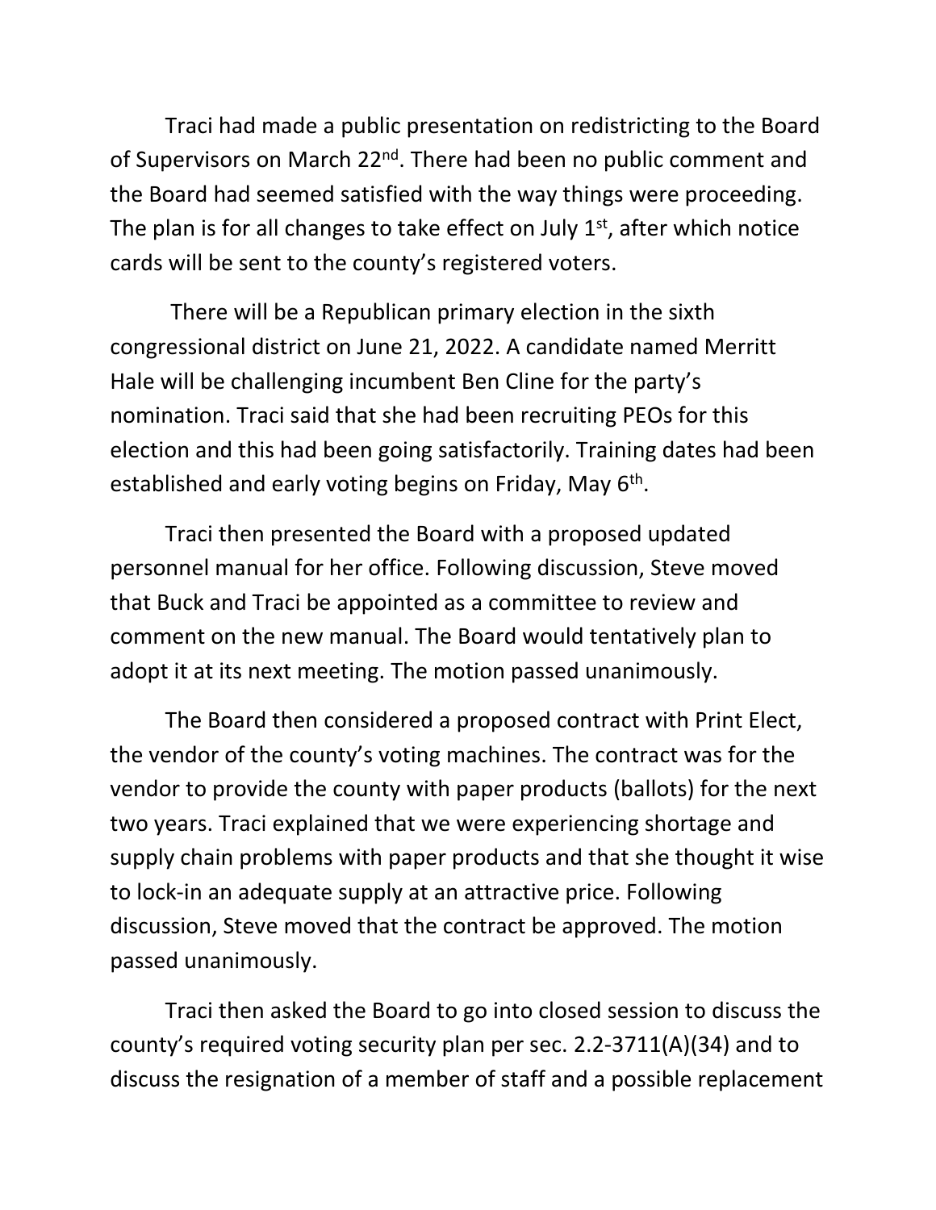Traci had made a public presentation on redistricting to the Board of Supervisors on March 22nd. There had been no public comment and the Board had seemed satisfied with the way things were proceeding. The plan is for all changes to take effect on July 1st, after which notice cards will be sent to the county's registered voters.

There will be a Republican primary election in the sixth congressional district on June 21, 2022. A candidate named Merritt Hale will be challenging incumbent Ben Cline for the party's nomination. Traci said that she had been recruiting PEOs for this election and this had been going satisfactorily. Training dates had been established and early voting begins on Friday, May 6th.

Traci then presented the Board with a proposed updated personnel manual for her office. Following discussion, Steve moved that Buck and Traci be appointed as a committee to review and comment on the new manual. The Board would tentatively plan to adopt it at its next meeting. The motion passed unanimously.

The Board then considered a proposed contract with Print Elect, the vendor of the county's voting machines. The contract was for the vendor to provide the county with paper products (ballots) for the next two years. Traci explained that we were experiencing shortage and supply chain problems with paper products and that she thought it wise to lock-in an adequate supply at an attractive price. Following discussion, Steve moved that the contract be approved. The motion passed unanimously.

Traci then asked the Board to go into closed session to discuss the county's required voting security plan per sec. 2.2-3711(A)(34) and to discuss the resignation of a member of staff and a possible replacement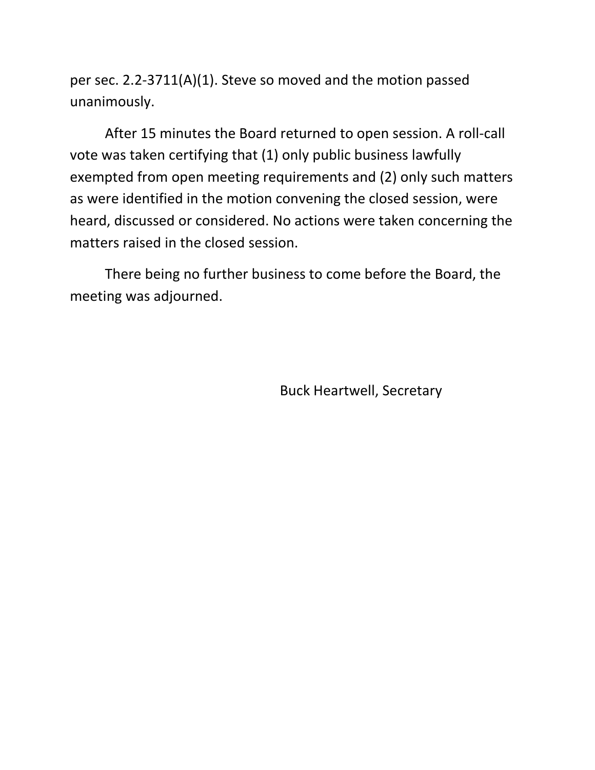per sec. 2.2-3711(A)(1). Steve so moved and the motion passed unanimously.

After 15 minutes the Board returned to open session. A roll-call vote was taken certifying that (1) only public business lawfully exempted from open meeting requirements and (2) only such matters as were identified in the motion convening the closed session, were heard, discussed or considered. No actions were taken concerning the matters raised in the closed session.

There being no further business to come before the Board, the meeting was adjourned.

Buck Heartwell, Secretary